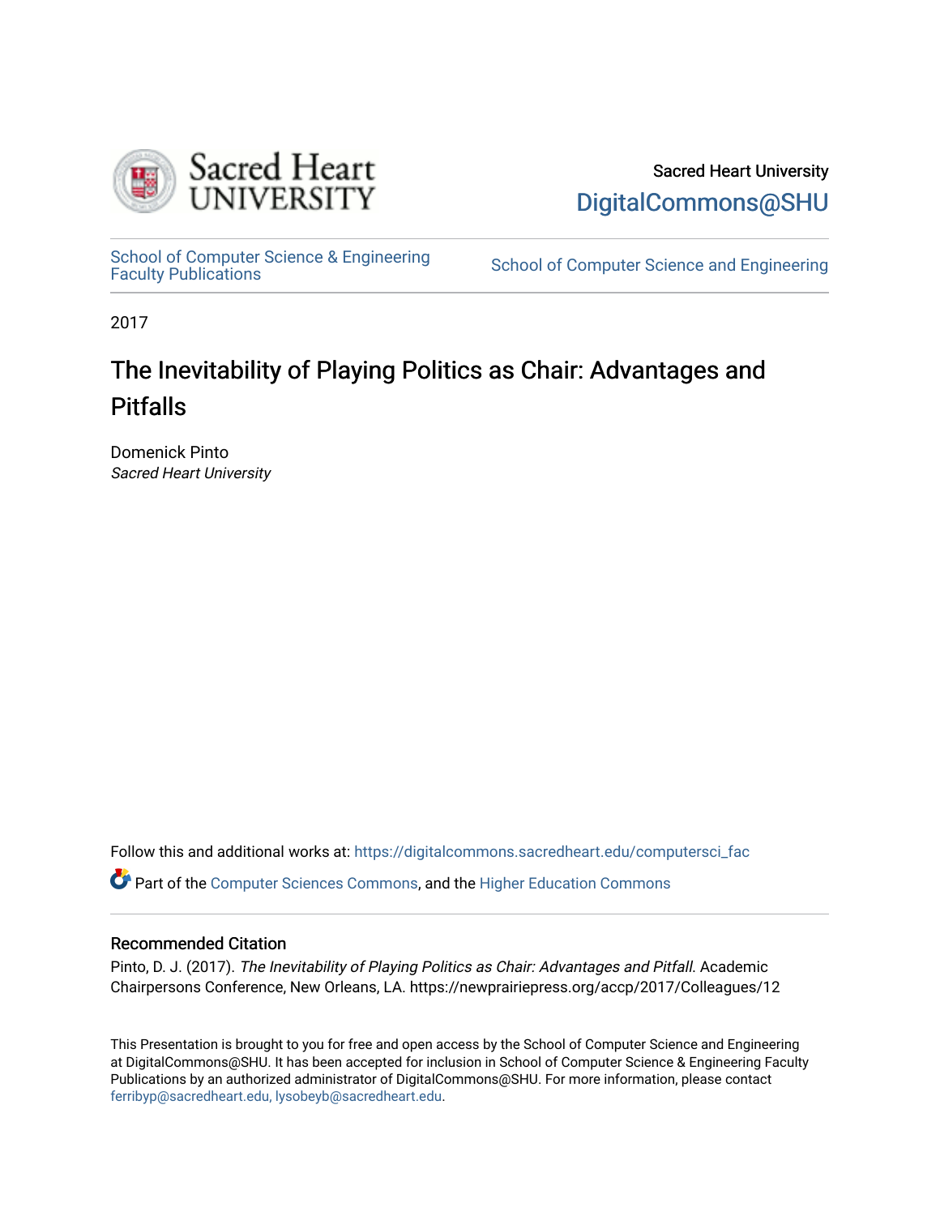Sacred Heart University

DigitalCommons@SHU

School of Computer Science & Engineering Faculty Publications

School of Computer Science and Engineering

2017

# The Inevitability of Playing Politics as Chair: Advantages and Pitfalls

Domenick Pinto
*Sacred Heart University*

Follow this and additional works at: https://digitalcommons.sacredheart.edu/computersci_fac

Part of the Computer Sciences Commons, and the Higher Education Commons

## Recommended Citation

Pinto, D. J. (2017). *The Inevitability of Playing Politics as Chair: Advantages and Pitfall*. Academic Chairpersons Conference, New Orleans, LA. https://newprairiepress.org/accp/2017/Colleagues/12

This Presentation is brought to you for free and open access by the School of Computer Science and Engineering at DigitalCommons@SHU. It has been accepted for inclusion in School of Computer Science & Engineering Faculty Publications by an authorized administrator of DigitalCommons@SHU. For more information, please contact ferribyp@sacredheart.edu, lysobeyb@sacredheart.edu.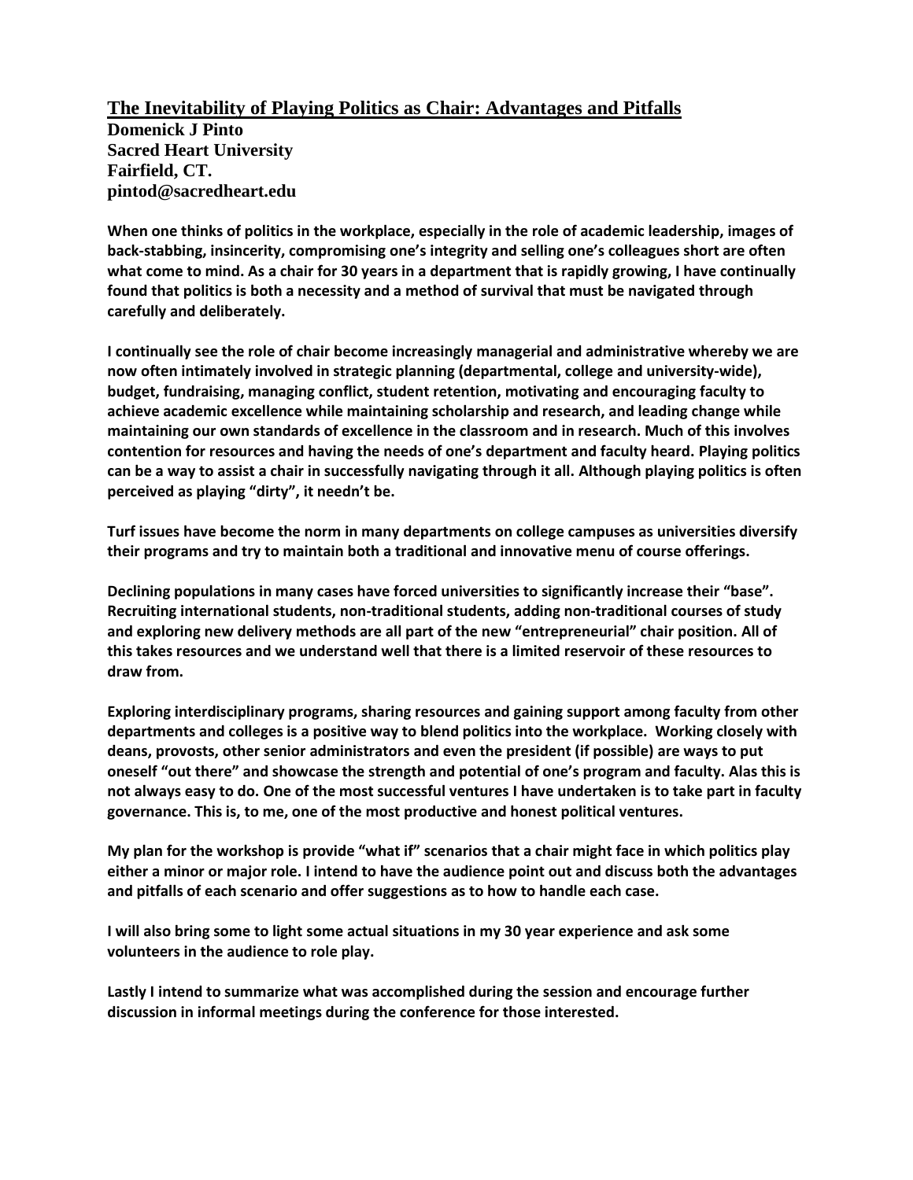## The Inevitability of Playing Politics as Chair: Advantages and Pitfalls

**Domenick J Pinto**
**Sacred Heart University**
**Fairfield, CT.**
**pintod@sacredheart.edu**

**When one thinks of politics in the workplace, especially in the role of academic leadership, images of back-stabbing, insincerity, compromising one's integrity and selling one's colleagues short are often what come to mind. As a chair for 30 years in a department that is rapidly growing, I have continually found that politics is both a necessity and a method of survival that must be navigated through carefully and deliberately.**

**I continually see the role of chair become increasingly managerial and administrative whereby we are now often intimately involved in strategic planning (departmental, college and university-wide), budget, fundraising, managing conflict, student retention, motivating and encouraging faculty to achieve academic excellence while maintaining scholarship and research, and leading change while maintaining our own standards of excellence in the classroom and in research. Much of this involves contention for resources and having the needs of one's department and faculty heard. Playing politics can be a way to assist a chair in successfully navigating through it all. Although playing politics is often perceived as playing "dirty", it needn't be.**

**Turf issues have become the norm in many departments on college campuses as universities diversify their programs and try to maintain both a traditional and innovative menu of course offerings.**

**Declining populations in many cases have forced universities to significantly increase their "base". Recruiting international students, non-traditional students, adding non-traditional courses of study and exploring new delivery methods are all part of the new "entrepreneurial" chair position. All of this takes resources and we understand well that there is a limited reservoir of these resources to draw from.**

**Exploring interdisciplinary programs, sharing resources and gaining support among faculty from other departments and colleges is a positive way to blend politics into the workplace. Working closely with deans, provosts, other senior administrators and even the president (if possible) are ways to put oneself "out there" and showcase the strength and potential of one's program and faculty. Alas this is not always easy to do. One of the most successful ventures I have undertaken is to take part in faculty governance. This is, to me, one of the most productive and honest political ventures.**

**My plan for the workshop is provide "what if" scenarios that a chair might face in which politics play either a minor or major role. I intend to have the audience point out and discuss both the advantages and pitfalls of each scenario and offer suggestions as to how to handle each case.**

**I will also bring some to light some actual situations in my 30 year experience and ask some volunteers in the audience to role play.**

**Lastly I intend to summarize what was accomplished during the session and encourage further discussion in informal meetings during the conference for those interested.**